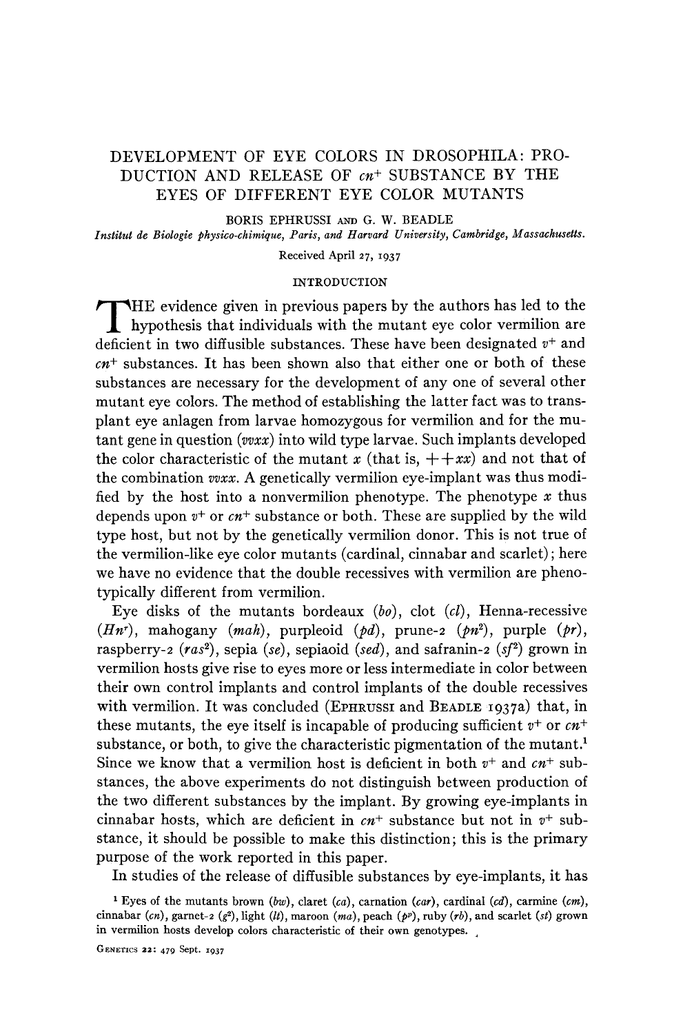# DEVELOPMENT OF EYE COLORS IN DROSOPHILA: PRODUCTION AND RELEASE OF $cn^+$ SUBSTANCE BY THE EYES OF DIFFERENT EYE COLOR MUTANTS

BORIS EPHRUSSI AND G. W. BEADLE

*Institut de Biologie physico-chimique, Paris, and Harvard University, Cambridge, Massachusetts.*

Received April 27, 1937

## INTRODUCTION

THE evidence given in previous papers by the authors has led to the hypothesis that individuals with the mutant eye color vermilion are deficient in two diffusible substances. These have been designated $v^+$ and $cn^+$ substances. It has been shown also that either one or both of these substances are necessary for the development of any one of several other mutant eye colors. The method of establishing the latter fact was to transplant eye anlagen from larvae homozygous for vermilion and for the mutant gene in question (*vvxx*) into wild type larvae. Such implants developed the color characteristic of the mutant *x* (that is, $++xx$) and not that of the combination *vvxx*. A genetically vermilion eye-implant was thus modified by the host into a nonvermilion phenotype. The phenotype *x* thus depends upon $v^+$ or $cn^+$ substance or both. These are supplied by the wild type host, but not by the genetically vermilion donor. This is not true of the vermilion-like eye color mutants (cardinal, cinnabar and scarlet); here we have no evidence that the double recessives with vermilion are phenotypically different from vermilion.

Eye disks of the mutants bordeaux (*bo*), clot (*cl*), Henna-recessive ($Hn^r$), mahogany (*mah*), purpleoid (*pd*), prune-2 ($pn^2$), purple (*pr*), raspberry-2 ($ras^2$), sepia (*se*), sepiaoid (*sed*), and safranin-2 ($sf^2$) grown in vermilion hosts give rise to eyes more or less intermediate in color between their own control implants and control implants of the double recessives with vermilion. It was concluded (EPHRUSSI and BEADLE 1937a) that, in these mutants, the eye itself is incapable of producing sufficient $v^+$ or $cn^+$ substance, or both, to give the characteristic pigmentation of the mutant.[1] Since we know that a vermilion host is deficient in both $v^+$ and $cn^+$ substances, the above experiments do not distinguish between production of the two different substances by the implant. By growing eye-implants in cinnabar hosts, which are deficient in $cn^+$ substance but not in $v^+$ substance, it should be possible to make this distinction; this is the primary purpose of the work reported in this paper.

In studies of the release of diffusible substances by eye-implants, it has

[1] Eyes of the mutants brown (*bw*), claret (*ca*), carnation (*car*), cardinal (*cd*), carmine (*cm*), cinnabar (*cn*), garnet-2 ($g^2$), light (*lt*), maroon (*ma*), peach ($p^p$), ruby (*rb*), and scarlet (*st*) grown in vermilion hosts develop colors characteristic of their own genotypes.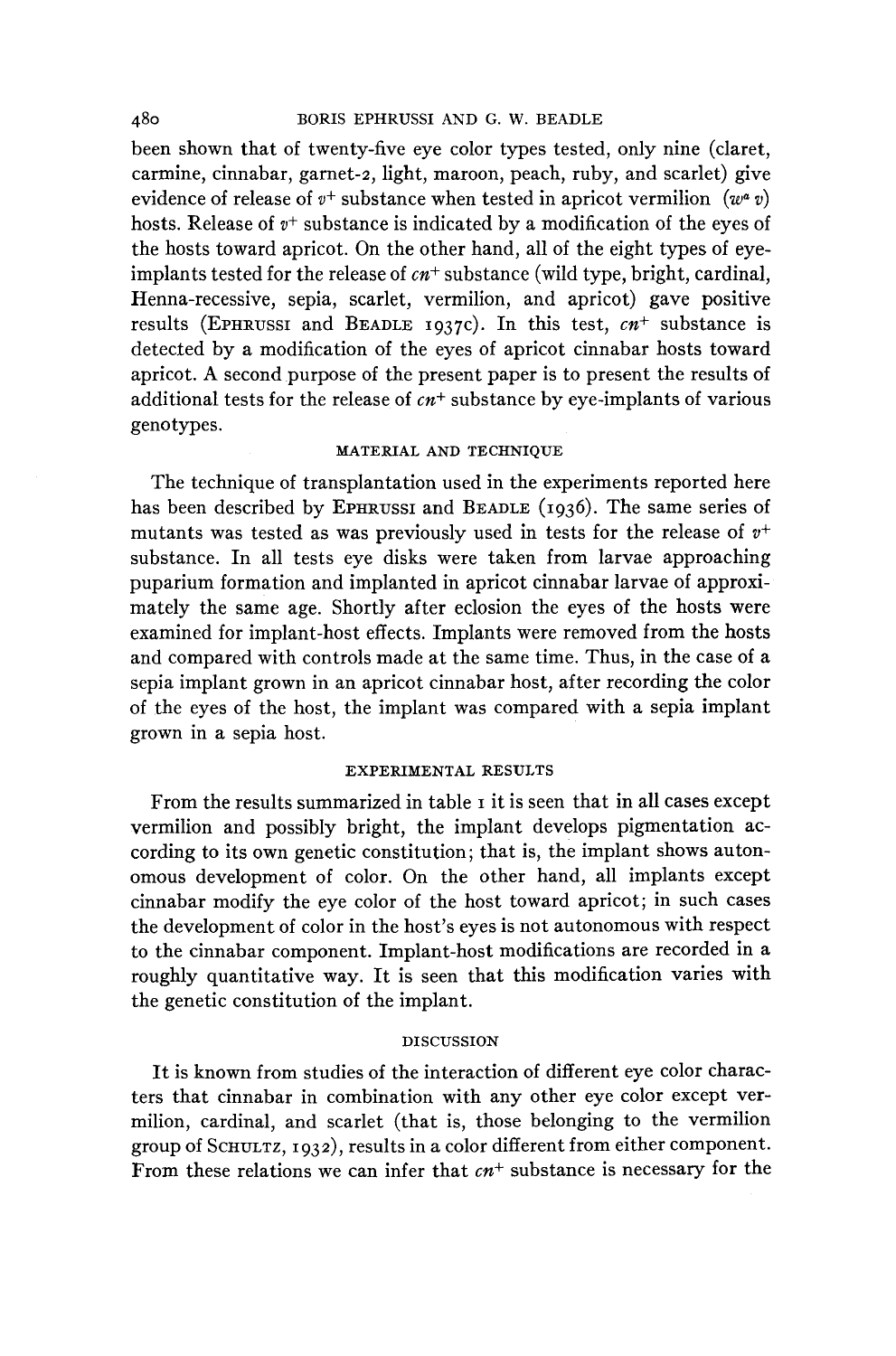been shown that of twenty-five eye color types tested, only nine (claret, carmine, cinnabar, garnet-2, light, maroon, peach, ruby, and scarlet) give evidence of release of $v^+$ substance when tested in apricot vermilion ($w^a\ v$) hosts. Release of $v^+$ substance is indicated by a modification of the eyes of the hosts toward apricot. On the other hand, all of the eight types of eye-implants tested for the release of $cn^+$ substance (wild type, bright, cardinal, Henna-recessive, sepia, scarlet, vermilion, and apricot) gave positive results (EPHRUSSI and BEADLE 1937c). In this test, $cn^+$ substance is detected by a modification of the eyes of apricot cinnabar hosts toward apricot. A second purpose of the present paper is to present the results of additional tests for the release of $cn^+$ substance by eye-implants of various genotypes.

## MATERIAL AND TECHNIQUE

The technique of transplantation used in the experiments reported here has been described by EPHRUSSI and BEADLE (1936). The same series of mutants was tested as was previously used in tests for the release of $v^+$ substance. In all tests eye disks were taken from larvae approaching puparium formation and implanted in apricot cinnabar larvae of approximately the same age. Shortly after eclosion the eyes of the hosts were examined for implant-host effects. Implants were removed from the hosts and compared with controls made at the same time. Thus, in the case of a sepia implant grown in an apricot cinnabar host, after recording the color of the eyes of the host, the implant was compared with a sepia implant grown in a sepia host.

## EXPERIMENTAL RESULTS

From the results summarized in table 1 it is seen that in all cases except vermilion and possibly bright, the implant develops pigmentation according to its own genetic constitution; that is, the implant shows autonomous development of color. On the other hand, all implants except cinnabar modify the eye color of the host toward apricot; in such cases the development of color in the host's eyes is not autonomous with respect to the cinnabar component. Implant-host modifications are recorded in a roughly quantitative way. It is seen that this modification varies with the genetic constitution of the implant.

## DISCUSSION

It is known from studies of the interaction of different eye color characters that cinnabar in combination with any other eye color except vermilion, cardinal, and scarlet (that is, those belonging to the vermilion group of SCHULTZ, 1932), results in a color different from either component. From these relations we can infer that $cn^+$ substance is necessary for the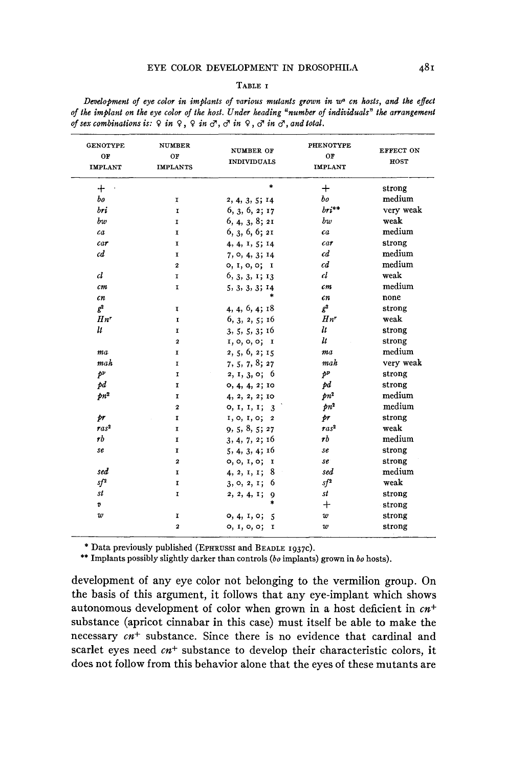TABLE 1

*Development of eye color in implants of various mutants grown in $w^a$ cn hosts, and the effect of the implant on the eye color of the host. Under heading "number of individuals" the arrangement of sex combinations is: ♀ in ♀, ♀ in ♂, ♂ in ♀, ♂ in ♂, and total.*

| GENOTYPE OF IMPLANT | NUMBER OF IMPLANTS | NUMBER OF INDIVIDUALS | PHENOTYPE OF IMPLANT | EFFECT ON HOST |
|---|---|---|---|---|
| + | | * | + | strong |
| *bo* | 1 | 2, 4, 3, 5; 14 | *bo* | medium |
| *bri* | 1 | 6, 3, 6, 2; 17 | *bri*** | very weak |
| *bw* | 1 | 6, 4, 3, 8; 21 | *bw* | weak |
| *ca* | 1 | 6, 3, 6, 6; 21 | *ca* | medium |
| *car* | 1 | 4, 4, 1, 5; 14 | *car* | strong |
| *cd* | 1 | 7, 0, 4, 3; 14 | *cd* | medium |
| | 2 | 0, 1, 0, 0; 1 | *cd* | medium |
| *cl* | 1 | 6, 3, 3, 1; 13 | *cl* | weak |
| *cm* | 1 | 5, 3, 3, 3; 14 | *cm* | medium |
| *cn* | | * | *cn* | none |
| $g^2$ | 1 | 4, 4, 6, 4; 18 | $g^2$ | strong |
| $Hn^r$ | 1 | 6, 3, 2, 5; 16 | $Hn^r$ | weak |
| *lt* | 1 | 3, 5, 5, 3; 16 | *lt* | strong |
| | 2 | 1, 0, 0, 0; 1 | *lt* | strong |
| *ma* | 1 | 2, 5, 6, 2; 15 | *ma* | medium |
| *mah* | 1 | 7, 5, 7, 8; 27 | *mah* | very weak |
| $p^p$ | 1 | 2, 1, 3, 0; 6 | $p^p$ | strong |
| *pd* | 1 | 0, 4, 4, 2; 10 | *pd* | strong |
| $pn^2$ | 1 | 4, 2, 2, 2; 10 | $pn^2$ | medium |
| | 2 | 0, 1, 1, 1; 3 | $pn^2$ | medium |
| *pr* | 1 | 1, 0, 1, 0; 2 | *pr* | strong |
| $ras^2$ | 1 | 9, 5, 8, 5; 27 | $ras^2$ | weak |
| *rb* | 1 | 3, 4, 7, 2; 16 | *rb* | medium |
| *se* | 1 | 5, 4, 3, 4; 16 | *se* | strong |
| | 2 | 0, 0, 1, 0; 1 | *se* | strong |
| *sed* | 1 | 4, 2, 1, 1; 8 | *sed* | medium |
| $sf^2$ | 1 | 3, 0, 2, 1; 6 | $sf^2$ | weak |
| *st* | 1 | 2, 2, 4, 1; 9 | *st* | strong |
| *v* | | * | + | strong |
| *w* | 1 | 0, 4, 1, 0; 5 | *w* | strong |
| | 2 | 0, 1, 0, 0; 1 | *w* | strong |

\* Data previously published (EPHRUSSI and BEADLE 1937c).

\*\* Implants possibly slightly darker than controls (*bo* implants) grown in *bo* hosts).

development of any eye color not belonging to the vermilion group. On the basis of this argument, it follows that any eye-implant which shows autonomous development of color when grown in a host deficient in $cn^+$ substance (apricot cinnabar in this case) must itself be able to make the necessary $cn^+$ substance. Since there is no evidence that cardinal and scarlet eyes need $cn^+$ substance to develop their characteristic colors, it does not follow from this behavior alone that the eyes of these mutants are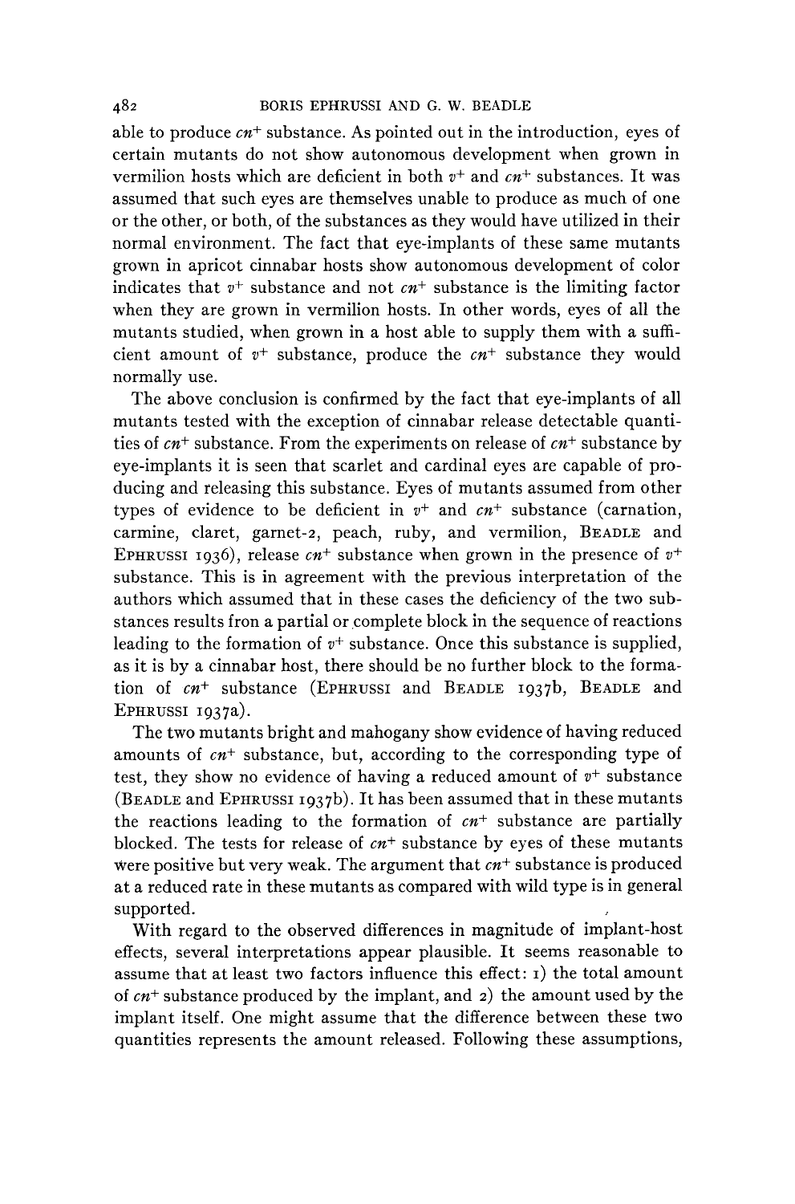able to produce $cn^+$ substance. As pointed out in the introduction, eyes of certain mutants do not show autonomous development when grown in vermilion hosts which are deficient in both $v^+$ and $cn^+$ substances. It was assumed that such eyes are themselves unable to produce as much of one or the other, or both, of the substances as they would have utilized in their normal environment. The fact that eye-implants of these same mutants grown in apricot cinnabar hosts show autonomous development of color indicates that $v^+$ substance and not $cn^+$ substance is the limiting factor when they are grown in vermilion hosts. In other words, eyes of all the mutants studied, when grown in a host able to supply them with a sufficient amount of $v^+$ substance, produce the $cn^+$ substance they would normally use.

The above conclusion is confirmed by the fact that eye-implants of all mutants tested with the exception of cinnabar release detectable quantities of $cn^+$ substance. From the experiments on release of $cn^+$ substance by eye-implants it is seen that scarlet and cardinal eyes are capable of producing and releasing this substance. Eyes of mutants assumed from other types of evidence to be deficient in $v^+$ and $cn^+$ substance (carnation, carmine, claret, garnet-2, peach, ruby, and vermilion, BEADLE and EPHRUSSI 1936), release $cn^+$ substance when grown in the presence of $v^+$ substance. This is in agreement with the previous interpretation of the authors which assumed that in these cases the deficiency of the two substances results fron a partial or complete block in the sequence of reactions leading to the formation of $v^+$ substance. Once this substance is supplied, as it is by a cinnabar host, there should be no further block to the formation of $cn^+$ substance (EPHRUSSI and BEADLE 1937b, BEADLE and EPHRUSSI 1937a).

The two mutants bright and mahogany show evidence of having reduced amounts of $cn^+$ substance, but, according to the corresponding type of test, they show no evidence of having a reduced amount of $v^+$ substance (BEADLE and EPHRUSSI 1937b). It has been assumed that in these mutants the reactions leading to the formation of $cn^+$ substance are partially blocked. The tests for release of $cn^+$ substance by eyes of these mutants were positive but very weak. The argument that $cn^+$ substance is produced at a reduced rate in these mutants as compared with wild type is in general supported.

With regard to the observed differences in magnitude of implant-host effects, several interpretations appear plausible. It seems reasonable to assume that at least two factors influence this effect: 1) the total amount of $cn^+$ substance produced by the implant, and 2) the amount used by the implant itself. One might assume that the difference between these two quantities represents the amount released. Following these assumptions,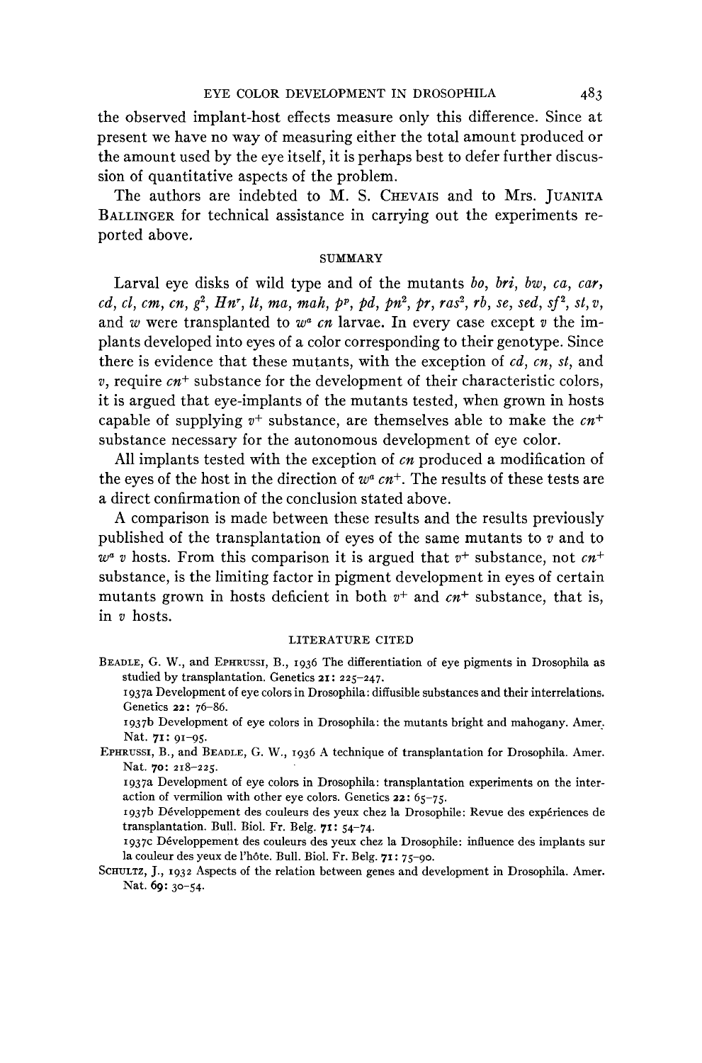the observed implant-host effects measure only this difference. Since at present we have no way of measuring either the total amount produced or the amount used by the eye itself, it is perhaps best to defer further discussion of quantitative aspects of the problem.

The authors are indebted to M. S. CHEVAIS and to Mrs. JUANITA BALLINGER for technical assistance in carrying out the experiments reported above.

## SUMMARY

Larval eye disks of wild type and of the mutants *bo*, *bri*, *bw*, *ca*, *car*, *cd*, *cl*, *cm*, *cn*, $g^2$, $Hn^r$, *lt*, *ma*, *mah*, $p^p$, *pd*, $pn^2$, *pr*, $ras^2$, *rb*, *se*, *sed*, $sf^2$, *st*, *v*, and *w* were transplanted to $w^a$ *cn* larvae. In every case except *v* the implants developed into eyes of a color corresponding to their genotype. Since there is evidence that these mutants, with the exception of *cd*, *cn*, *st*, and *v*, require $cn^+$ substance for the development of their characteristic colors, it is argued that eye-implants of the mutants tested, when grown in hosts capable of supplying $v^+$ substance, are themselves able to make the $cn^+$ substance necessary for the autonomous development of eye color.

All implants tested with the exception of *cn* produced a modification of the eyes of the host in the direction of $w^a$ $cn^+$. The results of these tests are a direct confirmation of the conclusion stated above.

A comparison is made between these results and the results previously published of the transplantation of eyes of the same mutants to *v* and to $w^a$ *v* hosts. From this comparison it is argued that $v^+$ substance, not $cn^+$ substance, is the limiting factor in pigment development in eyes of certain mutants grown in hosts deficient in both $v^+$ and $cn^+$ substance, that is, in *v* hosts.

## LITERATURE CITED

BEADLE, G. W., and EPHRUSSI, B., 1936 The differentiation of eye pigments in Drosophila as studied by transplantation. Genetics **21**: 225–247.

1937a Development of eye colors in Drosophila: diffusible substances and their interrelations. Genetics **22**: 76–86.

1937b Development of eye colors in Drosophila: the mutants bright and mahogany. Amer. Nat. **71**: 91–95.

EPHRUSSI, B., and BEADLE, G. W., 1936 A technique of transplantation for Drosophila. Amer. Nat. **70**: 218–225.

1937a Development of eye colors in Drosophila: transplantation experiments on the interaction of vermilion with other eye colors. Genetics **22**: 65–75.

1937b Développement des couleurs des yeux chez la Drosophile: Revue des expériences de transplantation. Bull. Biol. Fr. Belg. **71**: 54–74.

1937c Développement des couleurs des yeux chez la Drosophile: influence des implants sur la couleur des yeux de l'hôte. Bull. Biol. Fr. Belg. **71**: 75–90.

SCHULTZ, J., 1932 Aspects of the relation between genes and development in Drosophila. Amer. Nat. **69**: 30–54.